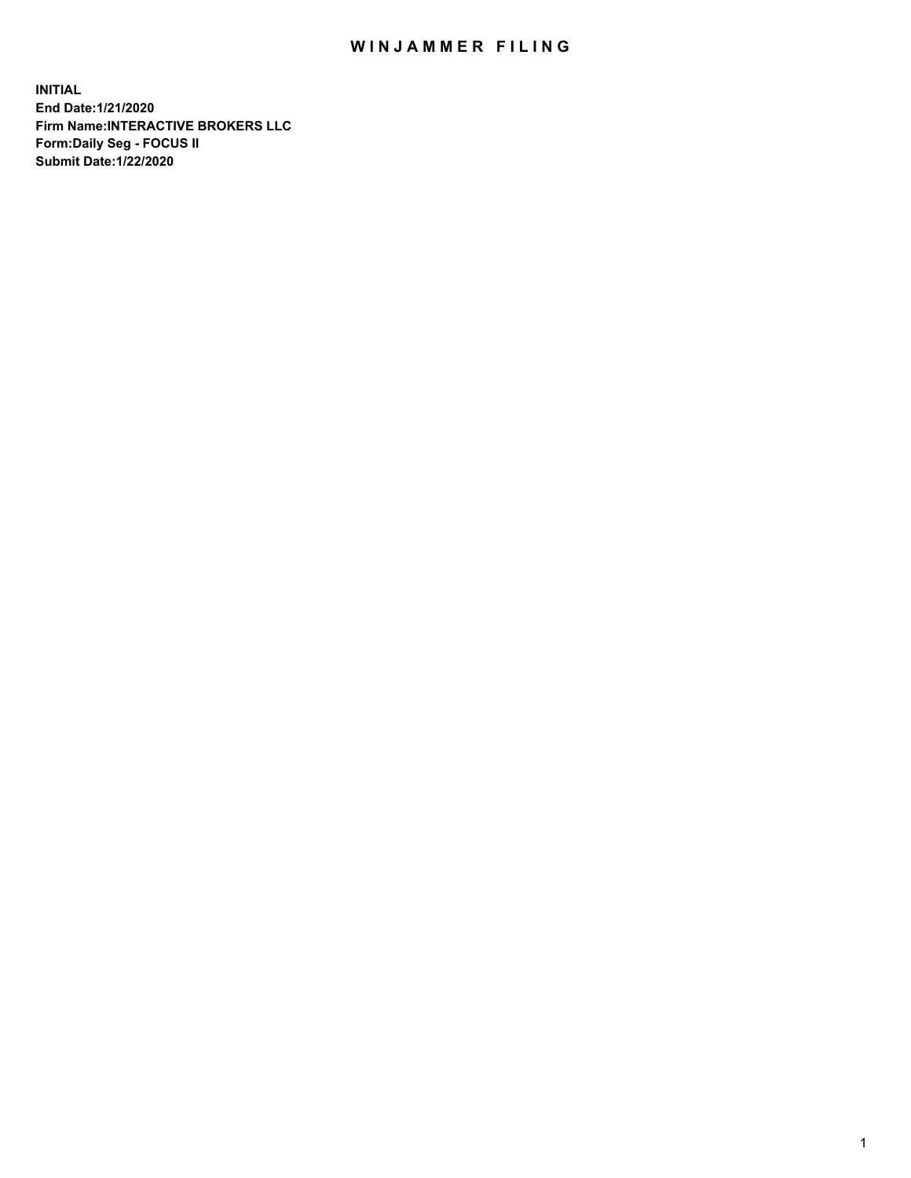# WINJAMMER FILING

**INITIAL**
**End Date:1/21/2020**
**Firm Name:INTERACTIVE BROKERS LLC**
**Form:Daily Seg - FOCUS II**
**Submit Date:1/22/2020**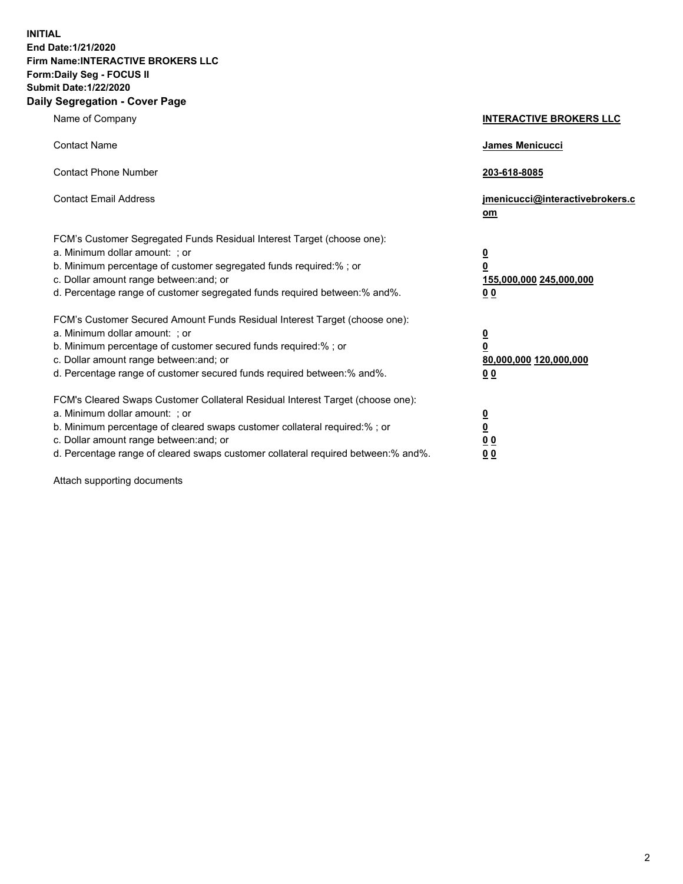**INITIAL**
**End Date:1/21/2020**
**Firm Name:INTERACTIVE BROKERS LLC**
**Form:Daily Seg - FOCUS II**
**Submit Date:1/22/2020**

## Daily Segregation - Cover Page

| | |
|---|---|
| Name of Company | **INTERACTIVE BROKERS LLC** |
| Contact Name | **James Menicucci** |
| Contact Phone Number | **203-618-8085** |
| Contact Email Address | **jmenicucci@interactivebrokers.com** |

| | |
|---|---|
| FCM's Customer Segregated Funds Residual Interest Target (choose one): | |
| a. Minimum dollar amount: ; or | **0** |
| b. Minimum percentage of customer segregated funds required:% ; or | **0** |
| c. Dollar amount range between:and; or | **155,000,000 245,000,000** |
| d. Percentage range of customer segregated funds required between:% and%. | **0 0** |
| FCM's Customer Secured Amount Funds Residual Interest Target (choose one): | |
| a. Minimum dollar amount: ; or | **0** |
| b. Minimum percentage of customer secured funds required:% ; or | **0** |
| c. Dollar amount range between:and; or | **80,000,000 120,000,000** |
| d. Percentage range of customer secured funds required between:% and%. | **0 0** |
| FCM's Cleared Swaps Customer Collateral Residual Interest Target (choose one): | |
| a. Minimum dollar amount: ; or | **0** |
| b. Minimum percentage of cleared swaps customer collateral required:% ; or | **0** |
| c. Dollar amount range between:and; or | **0 0** |
| d. Percentage range of cleared swaps customer collateral required between:% and%. | **0 0** |

Attach supporting documents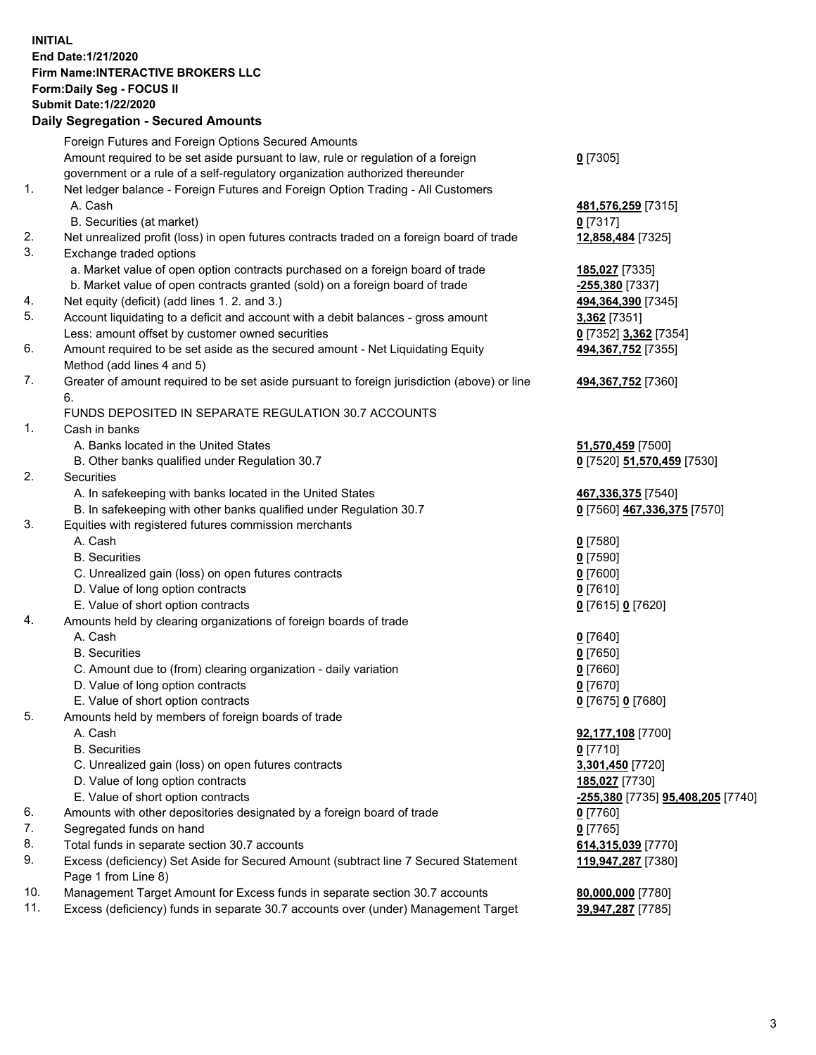**INITIAL**
**End Date:1/21/2020**
**Firm Name:INTERACTIVE BROKERS LLC**
**Form:Daily Seg - FOCUS II**
**Submit Date:1/22/2020**

## Daily Segregation - Secured Amounts

| | | |
|---|---|---|
| | Foreign Futures and Foreign Options Secured Amounts | |
| | Amount required to be set aside pursuant to law, rule or regulation of a foreign government or a rule of a self-regulatory organization authorized thereunder | **0** [7305] |
| 1. | Net ledger balance - Foreign Futures and Foreign Option Trading - All Customers | |
| | A. Cash | **481,576,259** [7315] |
| | B. Securities (at market) | **0** [7317] |
| 2. | Net unrealized profit (loss) in open futures contracts traded on a foreign board of trade | **12,858,484** [7325] |
| 3. | Exchange traded options | |
| | a. Market value of open option contracts purchased on a foreign board of trade | **185,027** [7335] |
| | b. Market value of open contracts granted (sold) on a foreign board of trade | **-255,380** [7337] |
| 4. | Net equity (deficit) (add lines 1. 2. and 3.) | **494,364,390** [7345] |
| 5. | Account liquidating to a deficit and account with a debit balances - gross amount | **3,362** [7351] |
| | Less: amount offset by customer owned securities | **0** [7352] **3,362** [7354] |
| 6. | Amount required to be set aside as the secured amount - Net Liquidating Equity Method (add lines 4 and 5) | **494,367,752** [7355] |
| 7. | Greater of amount required to be set aside pursuant to foreign jurisdiction (above) or line 6. | **494,367,752** [7360] |
| | FUNDS DEPOSITED IN SEPARATE REGULATION 30.7 ACCOUNTS | |
| 1. | Cash in banks | |
| | A. Banks located in the United States | **51,570,459** [7500] |
| | B. Other banks qualified under Regulation 30.7 | **0** [7520] **51,570,459** [7530] |
| 2. | Securities | |
| | A. In safekeeping with banks located in the United States | **467,336,375** [7540] |
| | B. In safekeeping with other banks qualified under Regulation 30.7 | **0** [7560] **467,336,375** [7570] |
| 3. | Equities with registered futures commission merchants | |
| | A. Cash | **0** [7580] |
| | B. Securities | **0** [7590] |
| | C. Unrealized gain (loss) on open futures contracts | **0** [7600] |
| | D. Value of long option contracts | **0** [7610] |
| | E. Value of short option contracts | **0** [7615] **0** [7620] |
| 4. | Amounts held by clearing organizations of foreign boards of trade | |
| | A. Cash | **0** [7640] |
| | B. Securities | **0** [7650] |
| | C. Amount due to (from) clearing organization - daily variation | **0** [7660] |
| | D. Value of long option contracts | **0** [7670] |
| | E. Value of short option contracts | **0** [7675] **0** [7680] |
| 5. | Amounts held by members of foreign boards of trade | |
| | A. Cash | **92,177,108** [7700] |
| | B. Securities | **0** [7710] |
| | C. Unrealized gain (loss) on open futures contracts | **3,301,450** [7720] |
| | D. Value of long option contracts | **185,027** [7730] |
| | E. Value of short option contracts | **-255,380** [7735] **95,408,205** [7740] |
| 6. | Amounts with other depositories designated by a foreign board of trade | **0** [7760] |
| 7. | Segregated funds on hand | **0** [7765] |
| 8. | Total funds in separate section 30.7 accounts | **614,315,039** [7770] |
| 9. | Excess (deficiency) Set Aside for Secured Amount (subtract line 7 Secured Statement Page 1 from Line 8) | **119,947,287** [7380] |
| 10. | Management Target Amount for Excess funds in separate section 30.7 accounts | **80,000,000** [7780] |
| 11. | Excess (deficiency) funds in separate 30.7 accounts over (under) Management Target | **39,947,287** [7785] |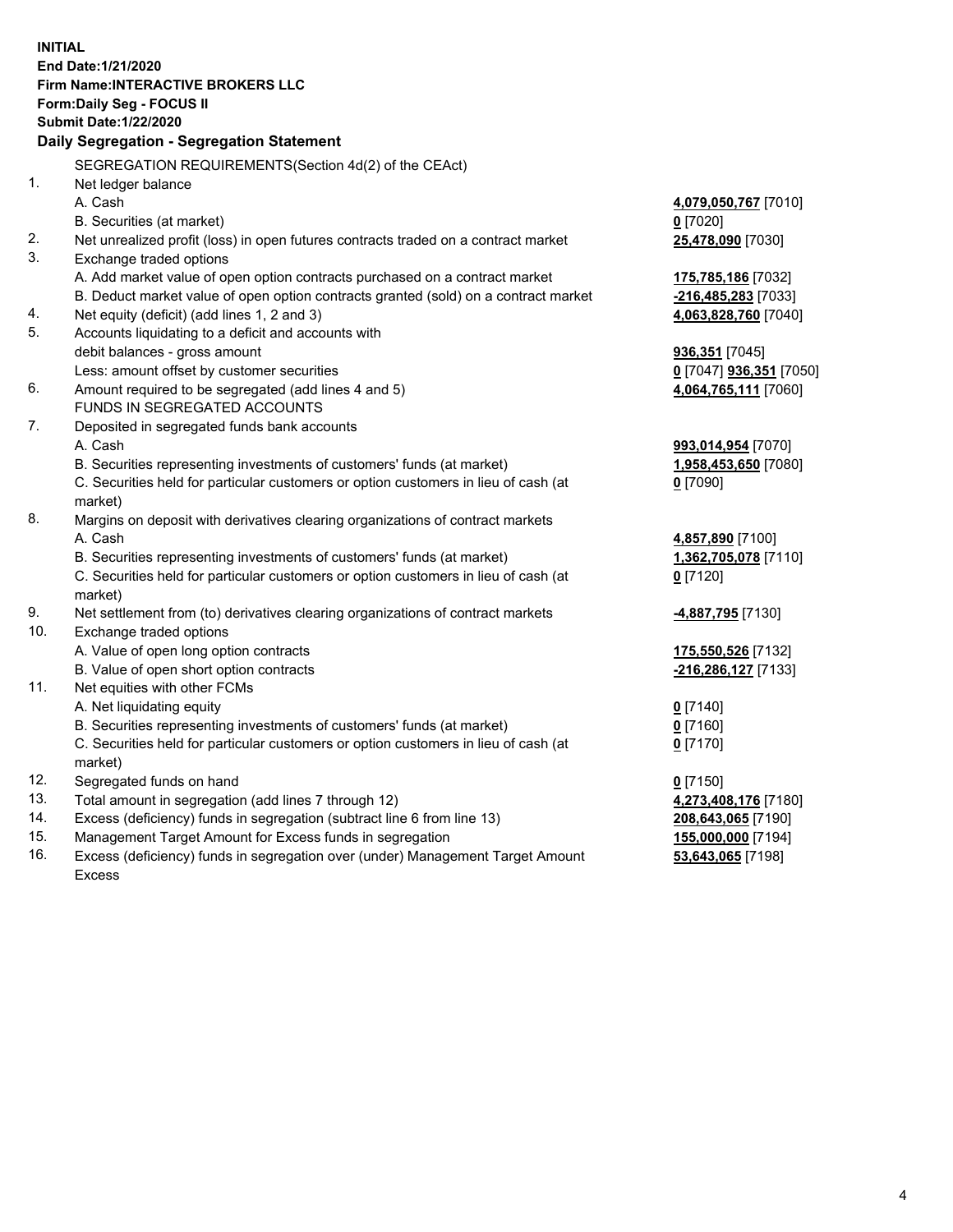**INITIAL**
**End Date:1/21/2020**
**Firm Name:INTERACTIVE BROKERS LLC**
**Form:Daily Seg - FOCUS II**
**Submit Date:1/22/2020**

## Daily Segregation - Segregation Statement

| | SEGREGATION REQUIREMENTS(Section 4d(2) of the CEAct) | |
|---|---|---|
| 1. | Net ledger balance | |
| | A. Cash | **4,079,050,767** [7010] |
| | B. Securities (at market) | **0** [7020] |
| 2. | Net unrealized profit (loss) in open futures contracts traded on a contract market | **25,478,090** [7030] |
| 3. | Exchange traded options | |
| | A. Add market value of open option contracts purchased on a contract market | **175,785,186** [7032] |
| | B. Deduct market value of open option contracts granted (sold) on a contract market | **-216,485,283** [7033] |
| 4. | Net equity (deficit) (add lines 1, 2 and 3) | **4,063,828,760** [7040] |
| 5. | Accounts liquidating to a deficit and accounts with | |
| | debit balances - gross amount | **936,351** [7045] |
| | Less: amount offset by customer securities | **0** [7047] **936,351** [7050] |
| 6. | Amount required to be segregated (add lines 4 and 5) | **4,064,765,111** [7060] |
| | FUNDS IN SEGREGATED ACCOUNTS | |
| 7. | Deposited in segregated funds bank accounts | |
| | A. Cash | **993,014,954** [7070] |
| | B. Securities representing investments of customers' funds (at market) | **1,958,453,650** [7080] |
| | C. Securities held for particular customers or option customers in lieu of cash (at market) | **0** [7090] |
| 8. | Margins on deposit with derivatives clearing organizations of contract markets | |
| | A. Cash | **4,857,890** [7100] |
| | B. Securities representing investments of customers' funds (at market) | **1,362,705,078** [7110] |
| | C. Securities held for particular customers or option customers in lieu of cash (at market) | **0** [7120] |
| 9. | Net settlement from (to) derivatives clearing organizations of contract markets | **-4,887,795** [7130] |
| 10. | Exchange traded options | |
| | A. Value of open long option contracts | **175,550,526** [7132] |
| | B. Value of open short option contracts | **-216,286,127** [7133] |
| 11. | Net equities with other FCMs | |
| | A. Net liquidating equity | **0** [7140] |
| | B. Securities representing investments of customers' funds (at market) | **0** [7160] |
| | C. Securities held for particular customers or option customers in lieu of cash (at market) | **0** [7170] |
| 12. | Segregated funds on hand | **0** [7150] |
| 13. | Total amount in segregation (add lines 7 through 12) | **4,273,408,176** [7180] |
| 14. | Excess (deficiency) funds in segregation (subtract line 6 from line 13) | **208,643,065** [7190] |
| 15. | Management Target Amount for Excess funds in segregation | **155,000,000** [7194] |
| 16. | Excess (deficiency) funds in segregation over (under) Management Target Amount Excess | **53,643,065** [7198] |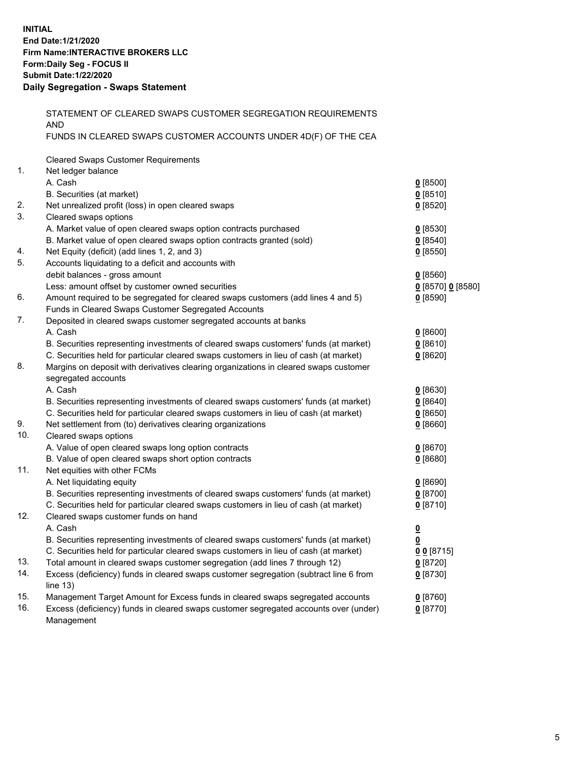**INITIAL**
**End Date:1/21/2020**
**Firm Name:INTERACTIVE BROKERS LLC**
**Form:Daily Seg - FOCUS II**
**Submit Date:1/22/2020**
**Daily Segregation - Swaps Statement**

STATEMENT OF CLEARED SWAPS CUSTOMER SEGREGATION REQUIREMENTS
AND
FUNDS IN CLEARED SWAPS CUSTOMER ACCOUNTS UNDER 4D(F) OF THE CEA

| | | |
|---|---|---|
| | Cleared Swaps Customer Requirements | |
| 1. | Net ledger balance | |
| | A. Cash | 0 [8500] |
| | B. Securities (at market) | 0 [8510] |
| 2. | Net unrealized profit (loss) in open cleared swaps | 0 [8520] |
| 3. | Cleared swaps options | |
| | A. Market value of open cleared swaps option contracts purchased | 0 [8530] |
| | B. Market value of open cleared swaps option contracts granted (sold) | 0 [8540] |
| 4. | Net Equity (deficit) (add lines 1, 2, and 3) | 0 [8550] |
| 5. | Accounts liquidating to a deficit and accounts with | |
| | debit balances - gross amount | 0 [8560] |
| | Less: amount offset by customer owned securities | 0 [8570] 0 [8580] |
| 6. | Amount required to be segregated for cleared swaps customers (add lines 4 and 5) | 0 [8590] |
| | Funds in Cleared Swaps Customer Segregated Accounts | |
| 7. | Deposited in cleared swaps customer segregated accounts at banks | |
| | A. Cash | 0 [8600] |
| | B. Securities representing investments of cleared swaps customers' funds (at market) | 0 [8610] |
| | C. Securities held for particular cleared swaps customers in lieu of cash (at market) | 0 [8620] |
| 8. | Margins on deposit with derivatives clearing organizations in cleared swaps customer segregated accounts | |
| | A. Cash | 0 [8630] |
| | B. Securities representing investments of cleared swaps customers' funds (at market) | 0 [8640] |
| | C. Securities held for particular cleared swaps customers in lieu of cash (at market) | 0 [8650] |
| 9. | Net settlement from (to) derivatives clearing organizations | 0 [8660] |
| 10. | Cleared swaps options | |
| | A. Value of open cleared swaps long option contracts | 0 [8670] |
| | B. Value of open cleared swaps short option contracts | 0 [8680] |
| 11. | Net equities with other FCMs | |
| | A. Net liquidating equity | 0 [8690] |
| | B. Securities representing investments of cleared swaps customers' funds (at market) | 0 [8700] |
| | C. Securities held for particular cleared swaps customers in lieu of cash (at market) | 0 [8710] |
| 12. | Cleared swaps customer funds on hand | |
| | A. Cash | 0 |
| | B. Securities representing investments of cleared swaps customers' funds (at market) | 0 |
| | C. Securities held for particular cleared swaps customers in lieu of cash (at market) | 0 0 [8715] |
| 13. | Total amount in cleared swaps customer segregation (add lines 7 through 12) | 0 [8720] |
| 14. | Excess (deficiency) funds in cleared swaps customer segregation (subtract line 6 from line 13) | 0 [8730] |
| 15. | Management Target Amount for Excess funds in cleared swaps segregated accounts | 0 [8760] |
| 16. | Excess (deficiency) funds in cleared swaps customer segregated accounts over (under) Management | 0 [8770] |